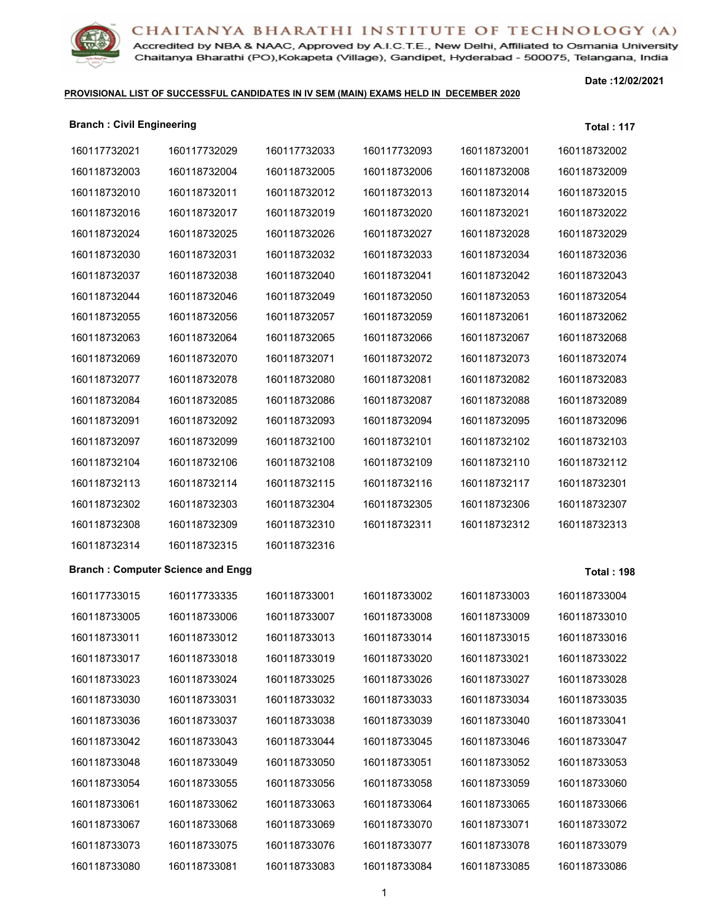# CHAITANYA BHARATHI INSTITUTE OF TECHNOLOGY (A)

Accredited by NBA & NAAC, Approved by A.I.C.T.E., New Delhi, Affiliated to Osmania University
Chaitanya Bharathi (PO),Kokapeta (Village), Gandipet, Hyderabad - 500075, Telangana, India

Date :12/02/2021

**PROVISIONAL LIST OF SUCCESSFUL CANDIDATES IN IV SEM (MAIN) EXAMS HELD IN DECEMBER 2020**

**Branch : Civil Engineering** **Total : 117**

| | | | | | |
|---|---|---|---|---|---|
| 160117732021 | 160117732029 | 160117732033 | 160117732093 | 160118732001 | 160118732002 |
| 160118732003 | 160118732004 | 160118732005 | 160118732006 | 160118732008 | 160118732009 |
| 160118732010 | 160118732011 | 160118732012 | 160118732013 | 160118732014 | 160118732015 |
| 160118732016 | 160118732017 | 160118732019 | 160118732020 | 160118732021 | 160118732022 |
| 160118732024 | 160118732025 | 160118732026 | 160118732027 | 160118732028 | 160118732029 |
| 160118732030 | 160118732031 | 160118732032 | 160118732033 | 160118732034 | 160118732036 |
| 160118732037 | 160118732038 | 160118732040 | 160118732041 | 160118732042 | 160118732043 |
| 160118732044 | 160118732046 | 160118732049 | 160118732050 | 160118732053 | 160118732054 |
| 160118732055 | 160118732056 | 160118732057 | 160118732059 | 160118732061 | 160118732062 |
| 160118732063 | 160118732064 | 160118732065 | 160118732066 | 160118732067 | 160118732068 |
| 160118732069 | 160118732070 | 160118732071 | 160118732072 | 160118732073 | 160118732074 |
| 160118732077 | 160118732078 | 160118732080 | 160118732081 | 160118732082 | 160118732083 |
| 160118732084 | 160118732085 | 160118732086 | 160118732087 | 160118732088 | 160118732089 |
| 160118732091 | 160118732092 | 160118732093 | 160118732094 | 160118732095 | 160118732096 |
| 160118732097 | 160118732099 | 160118732100 | 160118732101 | 160118732102 | 160118732103 |
| 160118732104 | 160118732106 | 160118732108 | 160118732109 | 160118732110 | 160118732112 |
| 160118732113 | 160118732114 | 160118732115 | 160118732116 | 160118732117 | 160118732301 |
| 160118732302 | 160118732303 | 160118732304 | 160118732305 | 160118732306 | 160118732307 |
| 160118732308 | 160118732309 | 160118732310 | 160118732311 | 160118732312 | 160118732313 |
| 160118732314 | 160118732315 | 160118732316 | | | |

**Branch : Computer Science and Engg** **Total : 198**

| | | | | | |
|---|---|---|---|---|---|
| 160117733015 | 160117733335 | 160118733001 | 160118733002 | 160118733003 | 160118733004 |
| 160118733005 | 160118733006 | 160118733007 | 160118733008 | 160118733009 | 160118733010 |
| 160118733011 | 160118733012 | 160118733013 | 160118733014 | 160118733015 | 160118733016 |
| 160118733017 | 160118733018 | 160118733019 | 160118733020 | 160118733021 | 160118733022 |
| 160118733023 | 160118733024 | 160118733025 | 160118733026 | 160118733027 | 160118733028 |
| 160118733030 | 160118733031 | 160118733032 | 160118733033 | 160118733034 | 160118733035 |
| 160118733036 | 160118733037 | 160118733038 | 160118733039 | 160118733040 | 160118733041 |
| 160118733042 | 160118733043 | 160118733044 | 160118733045 | 160118733046 | 160118733047 |
| 160118733048 | 160118733049 | 160118733050 | 160118733051 | 160118733052 | 160118733053 |
| 160118733054 | 160118733055 | 160118733056 | 160118733058 | 160118733059 | 160118733060 |
| 160118733061 | 160118733062 | 160118733063 | 160118733064 | 160118733065 | 160118733066 |
| 160118733067 | 160118733068 | 160118733069 | 160118733070 | 160118733071 | 160118733072 |
| 160118733073 | 160118733075 | 160118733076 | 160118733077 | 160118733078 | 160118733079 |
| 160118733080 | 160118733081 | 160118733083 | 160118733084 | 160118733085 | 160118733086 |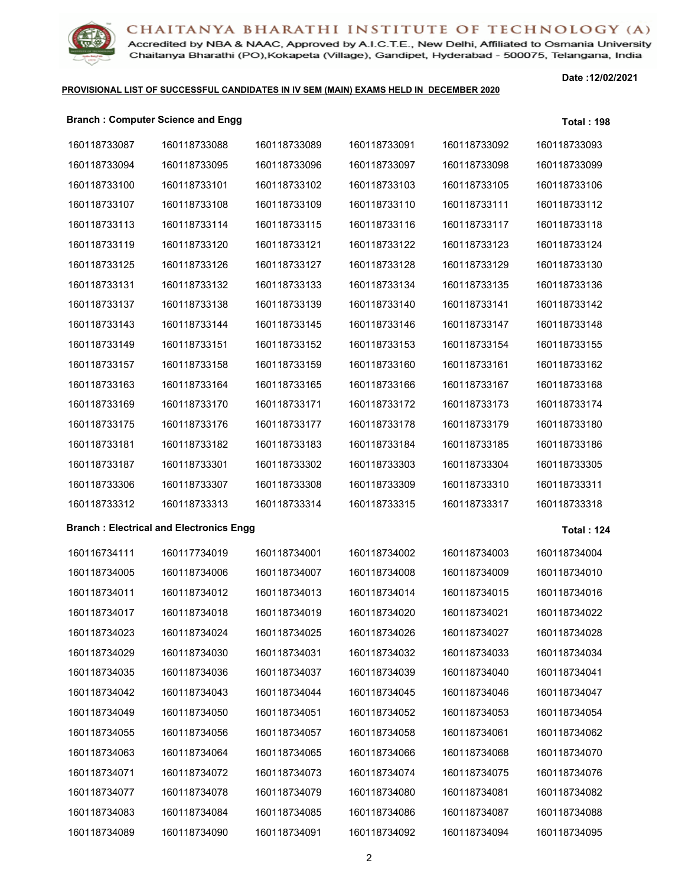# CHAITANYA BHARATHI INSTITUTE OF TECHNOLOGY (A)

Accredited by NBA & NAAC, Approved by A.I.C.T.E., New Delhi, Affiliated to Osmania University
Chaitanya Bharathi (PO),Kokapeta (Village), Gandipet, Hyderabad - 500075, Telangana, India

**Date :12/02/2021**

**PROVISIONAL LIST OF SUCCESSFUL CANDIDATES IN IV SEM (MAIN) EXAMS HELD IN DECEMBER 2020**

**Branch : Computer Science and Engg** **Total : 198**

| | | | | | |
|---|---|---|---|---|---|
| 160118733087 | 160118733088 | 160118733089 | 160118733091 | 160118733092 | 160118733093 |
| 160118733094 | 160118733095 | 160118733096 | 160118733097 | 160118733098 | 160118733099 |
| 160118733100 | 160118733101 | 160118733102 | 160118733103 | 160118733105 | 160118733106 |
| 160118733107 | 160118733108 | 160118733109 | 160118733110 | 160118733111 | 160118733112 |
| 160118733113 | 160118733114 | 160118733115 | 160118733116 | 160118733117 | 160118733118 |
| 160118733119 | 160118733120 | 160118733121 | 160118733122 | 160118733123 | 160118733124 |
| 160118733125 | 160118733126 | 160118733127 | 160118733128 | 160118733129 | 160118733130 |
| 160118733131 | 160118733132 | 160118733133 | 160118733134 | 160118733135 | 160118733136 |
| 160118733137 | 160118733138 | 160118733139 | 160118733140 | 160118733141 | 160118733142 |
| 160118733143 | 160118733144 | 160118733145 | 160118733146 | 160118733147 | 160118733148 |
| 160118733149 | 160118733151 | 160118733152 | 160118733153 | 160118733154 | 160118733155 |
| 160118733157 | 160118733158 | 160118733159 | 160118733160 | 160118733161 | 160118733162 |
| 160118733163 | 160118733164 | 160118733165 | 160118733166 | 160118733167 | 160118733168 |
| 160118733169 | 160118733170 | 160118733171 | 160118733172 | 160118733173 | 160118733174 |
| 160118733175 | 160118733176 | 160118733177 | 160118733178 | 160118733179 | 160118733180 |
| 160118733181 | 160118733182 | 160118733183 | 160118733184 | 160118733185 | 160118733186 |
| 160118733187 | 160118733301 | 160118733302 | 160118733303 | 160118733304 | 160118733305 |
| 160118733306 | 160118733307 | 160118733308 | 160118733309 | 160118733310 | 160118733311 |
| 160118733312 | 160118733313 | 160118733314 | 160118733315 | 160118733317 | 160118733318 |

**Branch : Electrical and Electronics Engg** **Total : 124**

| | | | | | |
|---|---|---|---|---|---|
| 160116734111 | 160117734019 | 160118734001 | 160118734002 | 160118734003 | 160118734004 |
| 160118734005 | 160118734006 | 160118734007 | 160118734008 | 160118734009 | 160118734010 |
| 160118734011 | 160118734012 | 160118734013 | 160118734014 | 160118734015 | 160118734016 |
| 160118734017 | 160118734018 | 160118734019 | 160118734020 | 160118734021 | 160118734022 |
| 160118734023 | 160118734024 | 160118734025 | 160118734026 | 160118734027 | 160118734028 |
| 160118734029 | 160118734030 | 160118734031 | 160118734032 | 160118734033 | 160118734034 |
| 160118734035 | 160118734036 | 160118734037 | 160118734039 | 160118734040 | 160118734041 |
| 160118734042 | 160118734043 | 160118734044 | 160118734045 | 160118734046 | 160118734047 |
| 160118734049 | 160118734050 | 160118734051 | 160118734052 | 160118734053 | 160118734054 |
| 160118734055 | 160118734056 | 160118734057 | 160118734058 | 160118734061 | 160118734062 |
| 160118734063 | 160118734064 | 160118734065 | 160118734066 | 160118734068 | 160118734070 |
| 160118734071 | 160118734072 | 160118734073 | 160118734074 | 160118734075 | 160118734076 |
| 160118734077 | 160118734078 | 160118734079 | 160118734080 | 160118734081 | 160118734082 |
| 160118734083 | 160118734084 | 160118734085 | 160118734086 | 160118734087 | 160118734088 |
| 160118734089 | 160118734090 | 160118734091 | 160118734092 | 160118734094 | 160118734095 |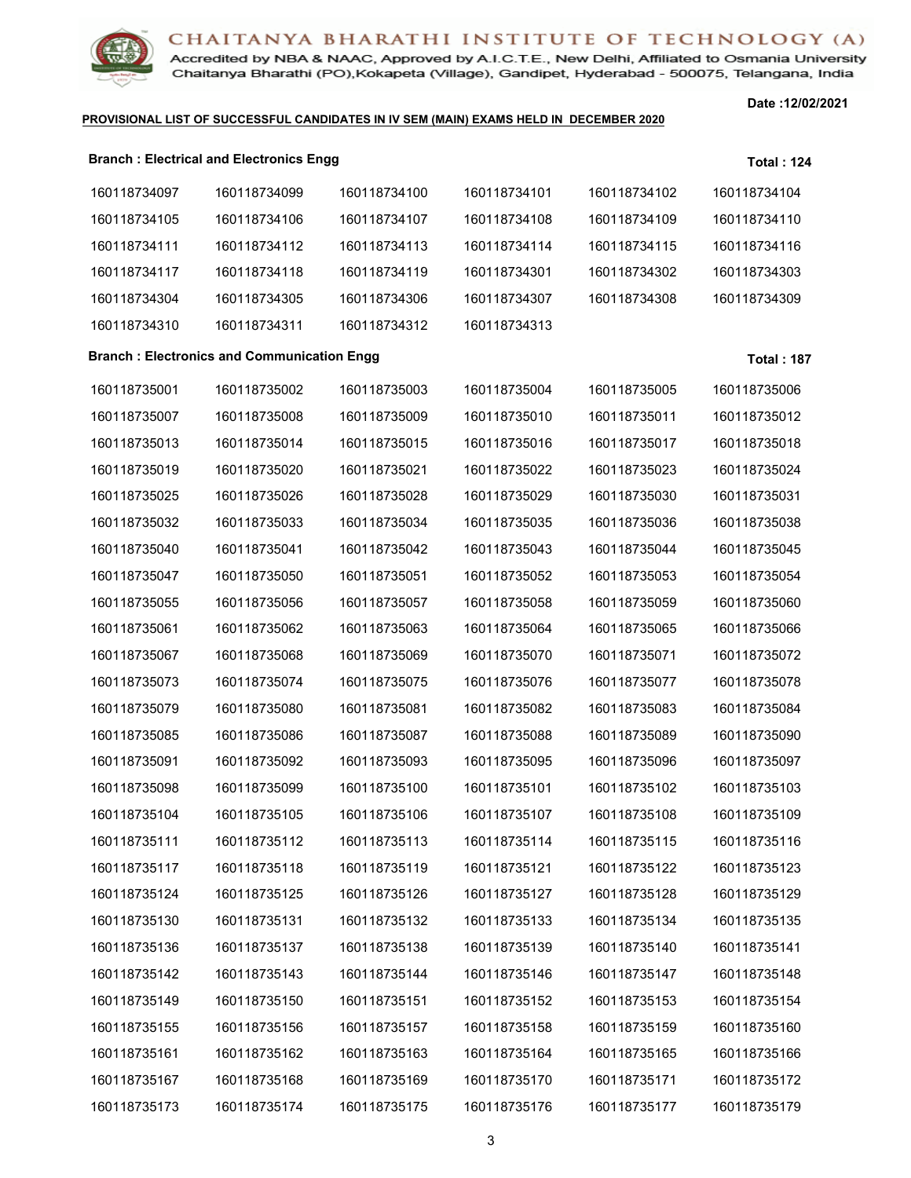**CHAITANYA BHARATHI INSTITUTE OF TECHNOLOGY (A)**

Accredited by NBA & NAAC, Approved by A.I.C.T.E., New Delhi, Affiliated to Osmania University
Chaitanya Bharathi (PO),Kokapeta (Village), Gandipet, Hyderabad - 500075, Telangana, India

**Date :12/02/2021**

**PROVISIONAL LIST OF SUCCESSFUL CANDIDATES IN IV SEM (MAIN) EXAMS HELD IN DECEMBER 2020**

**Branch : Electrical and Electronics Engg** **Total : 124**

| | | | | | |
|---|---|---|---|---|---|
| 160118734097 | 160118734099 | 160118734100 | 160118734101 | 160118734102 | 160118734104 |
| 160118734105 | 160118734106 | 160118734107 | 160118734108 | 160118734109 | 160118734110 |
| 160118734111 | 160118734112 | 160118734113 | 160118734114 | 160118734115 | 160118734116 |
| 160118734117 | 160118734118 | 160118734119 | 160118734301 | 160118734302 | 160118734303 |
| 160118734304 | 160118734305 | 160118734306 | 160118734307 | 160118734308 | 160118734309 |
| 160118734310 | 160118734311 | 160118734312 | 160118734313 | | |

**Branch : Electronics and Communication Engg** **Total : 187**

| | | | | | |
|---|---|---|---|---|---|
| 160118735001 | 160118735002 | 160118735003 | 160118735004 | 160118735005 | 160118735006 |
| 160118735007 | 160118735008 | 160118735009 | 160118735010 | 160118735011 | 160118735012 |
| 160118735013 | 160118735014 | 160118735015 | 160118735016 | 160118735017 | 160118735018 |
| 160118735019 | 160118735020 | 160118735021 | 160118735022 | 160118735023 | 160118735024 |
| 160118735025 | 160118735026 | 160118735028 | 160118735029 | 160118735030 | 160118735031 |
| 160118735032 | 160118735033 | 160118735034 | 160118735035 | 160118735036 | 160118735038 |
| 160118735040 | 160118735041 | 160118735042 | 160118735043 | 160118735044 | 160118735045 |
| 160118735047 | 160118735050 | 160118735051 | 160118735052 | 160118735053 | 160118735054 |
| 160118735055 | 160118735056 | 160118735057 | 160118735058 | 160118735059 | 160118735060 |
| 160118735061 | 160118735062 | 160118735063 | 160118735064 | 160118735065 | 160118735066 |
| 160118735067 | 160118735068 | 160118735069 | 160118735070 | 160118735071 | 160118735072 |
| 160118735073 | 160118735074 | 160118735075 | 160118735076 | 160118735077 | 160118735078 |
| 160118735079 | 160118735080 | 160118735081 | 160118735082 | 160118735083 | 160118735084 |
| 160118735085 | 160118735086 | 160118735087 | 160118735088 | 160118735089 | 160118735090 |
| 160118735091 | 160118735092 | 160118735093 | 160118735095 | 160118735096 | 160118735097 |
| 160118735098 | 160118735099 | 160118735100 | 160118735101 | 160118735102 | 160118735103 |
| 160118735104 | 160118735105 | 160118735106 | 160118735107 | 160118735108 | 160118735109 |
| 160118735111 | 160118735112 | 160118735113 | 160118735114 | 160118735115 | 160118735116 |
| 160118735117 | 160118735118 | 160118735119 | 160118735121 | 160118735122 | 160118735123 |
| 160118735124 | 160118735125 | 160118735126 | 160118735127 | 160118735128 | 160118735129 |
| 160118735130 | 160118735131 | 160118735132 | 160118735133 | 160118735134 | 160118735135 |
| 160118735136 | 160118735137 | 160118735138 | 160118735139 | 160118735140 | 160118735141 |
| 160118735142 | 160118735143 | 160118735144 | 160118735146 | 160118735147 | 160118735148 |
| 160118735149 | 160118735150 | 160118735151 | 160118735152 | 160118735153 | 160118735154 |
| 160118735155 | 160118735156 | 160118735157 | 160118735158 | 160118735159 | 160118735160 |
| 160118735161 | 160118735162 | 160118735163 | 160118735164 | 160118735165 | 160118735166 |
| 160118735167 | 160118735168 | 160118735169 | 160118735170 | 160118735171 | 160118735172 |
| 160118735173 | 160118735174 | 160118735175 | 160118735176 | 160118735177 | 160118735179 |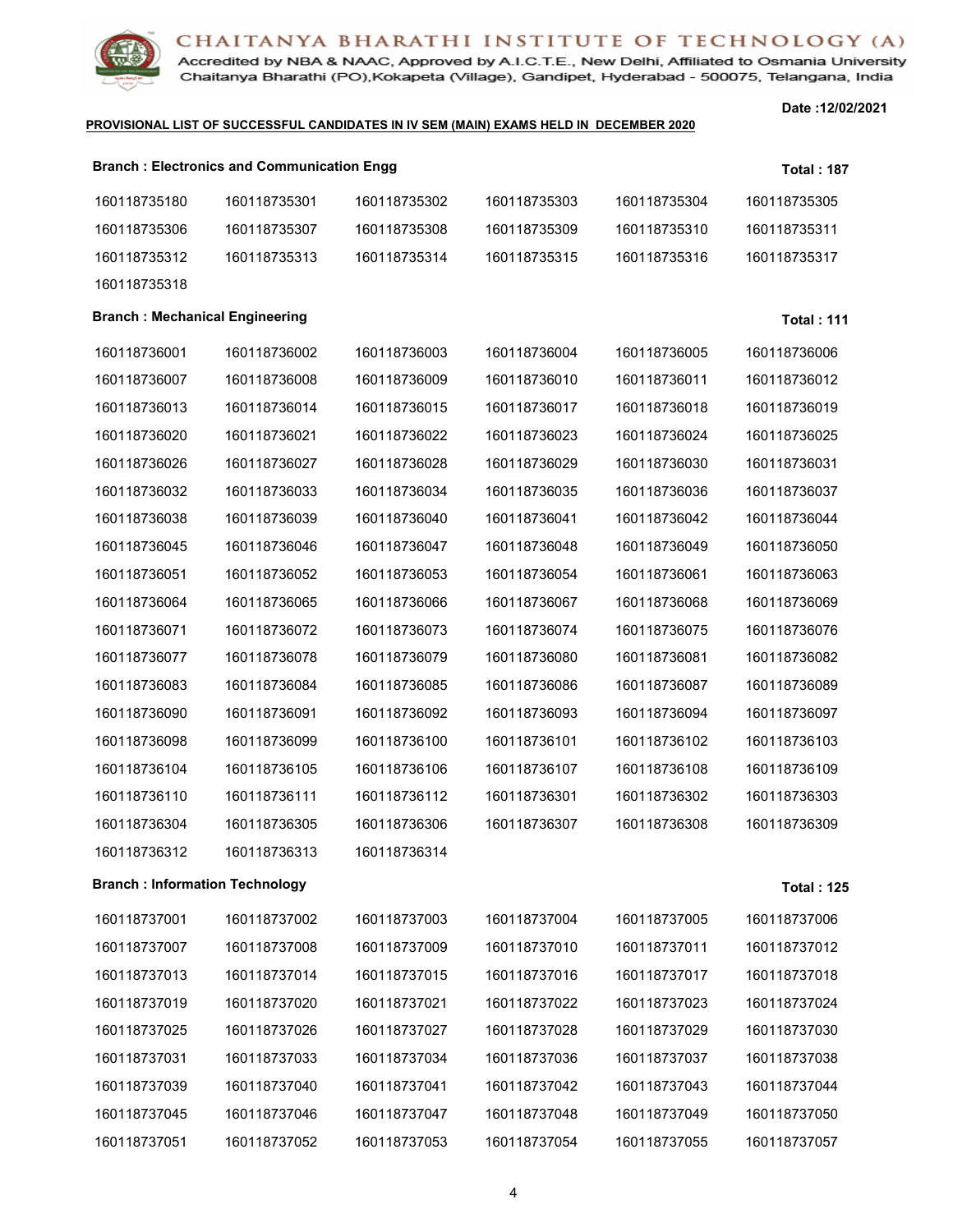# CHAITANYA BHARATHI INSTITUTE OF TECHNOLOGY (A)

Accredited by NBA & NAAC, Approved by A.I.C.T.E., New Delhi, Affiliated to Osmania University
Chaitanya Bharathi (PO),Kokapeta (Village), Gandipet, Hyderabad - 500075, Telangana, India

**Date :12/02/2021**

**PROVISIONAL LIST OF SUCCESSFUL CANDIDATES IN IV SEM (MAIN) EXAMS HELD IN DECEMBER 2020**

**Branch : Electronics and Communication Engg** — **Total : 187**

| | | | | | |
|---|---|---|---|---|---|
| 160118735180 | 160118735301 | 160118735302 | 160118735303 | 160118735304 | 160118735305 |
| 160118735306 | 160118735307 | 160118735308 | 160118735309 | 160118735310 | 160118735311 |
| 160118735312 | 160118735313 | 160118735314 | 160118735315 | 160118735316 | 160118735317 |
| 160118735318 | | | | | |

**Branch : Mechanical Engineering** — **Total : 111**

| | | | | | |
|---|---|---|---|---|---|
| 160118736001 | 160118736002 | 160118736003 | 160118736004 | 160118736005 | 160118736006 |
| 160118736007 | 160118736008 | 160118736009 | 160118736010 | 160118736011 | 160118736012 |
| 160118736013 | 160118736014 | 160118736015 | 160118736017 | 160118736018 | 160118736019 |
| 160118736020 | 160118736021 | 160118736022 | 160118736023 | 160118736024 | 160118736025 |
| 160118736026 | 160118736027 | 160118736028 | 160118736029 | 160118736030 | 160118736031 |
| 160118736032 | 160118736033 | 160118736034 | 160118736035 | 160118736036 | 160118736037 |
| 160118736038 | 160118736039 | 160118736040 | 160118736041 | 160118736042 | 160118736044 |
| 160118736045 | 160118736046 | 160118736047 | 160118736048 | 160118736049 | 160118736050 |
| 160118736051 | 160118736052 | 160118736053 | 160118736054 | 160118736061 | 160118736063 |
| 160118736064 | 160118736065 | 160118736066 | 160118736067 | 160118736068 | 160118736069 |
| 160118736071 | 160118736072 | 160118736073 | 160118736074 | 160118736075 | 160118736076 |
| 160118736077 | 160118736078 | 160118736079 | 160118736080 | 160118736081 | 160118736082 |
| 160118736083 | 160118736084 | 160118736085 | 160118736086 | 160118736087 | 160118736089 |
| 160118736090 | 160118736091 | 160118736092 | 160118736093 | 160118736094 | 160118736097 |
| 160118736098 | 160118736099 | 160118736100 | 160118736101 | 160118736102 | 160118736103 |
| 160118736104 | 160118736105 | 160118736106 | 160118736107 | 160118736108 | 160118736109 |
| 160118736110 | 160118736111 | 160118736112 | 160118736301 | 160118736302 | 160118736303 |
| 160118736304 | 160118736305 | 160118736306 | 160118736307 | 160118736308 | 160118736309 |
| 160118736312 | 160118736313 | 160118736314 | | | |

**Branch : Information Technology** — **Total : 125**

| | | | | | |
|---|---|---|---|---|---|
| 160118737001 | 160118737002 | 160118737003 | 160118737004 | 160118737005 | 160118737006 |
| 160118737007 | 160118737008 | 160118737009 | 160118737010 | 160118737011 | 160118737012 |
| 160118737013 | 160118737014 | 160118737015 | 160118737016 | 160118737017 | 160118737018 |
| 160118737019 | 160118737020 | 160118737021 | 160118737022 | 160118737023 | 160118737024 |
| 160118737025 | 160118737026 | 160118737027 | 160118737028 | 160118737029 | 160118737030 |
| 160118737031 | 160118737033 | 160118737034 | 160118737036 | 160118737037 | 160118737038 |
| 160118737039 | 160118737040 | 160118737041 | 160118737042 | 160118737043 | 160118737044 |
| 160118737045 | 160118737046 | 160118737047 | 160118737048 | 160118737049 | 160118737050 |
| 160118737051 | 160118737052 | 160118737053 | 160118737054 | 160118737055 | 160118737057 |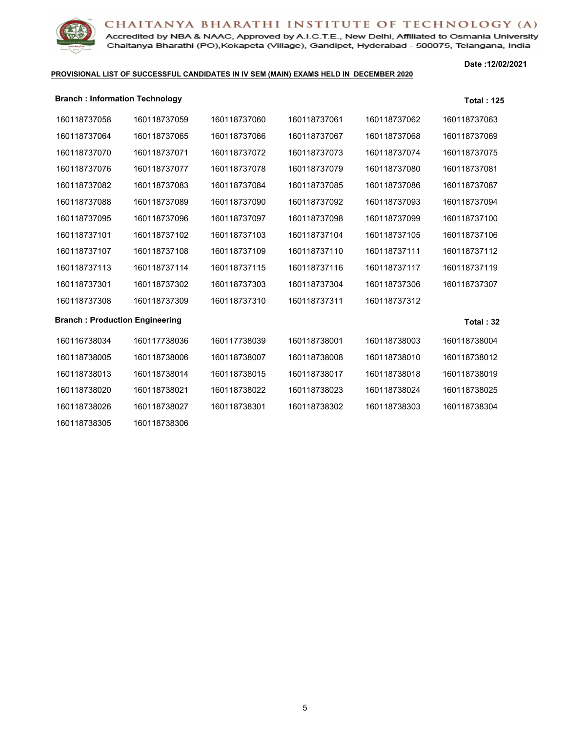# CHAITANYA BHARATHI INSTITUTE OF TECHNOLOGY (A)

Accredited by NBA & NAAC, Approved by A.I.C.T.E., New Delhi, Affiliated to Osmania University
Chaitanya Bharathi (PO),Kokapeta (Village), Gandipet, Hyderabad - 500075, Telangana, India

**Date :12/02/2021**

**PROVISIONAL LIST OF SUCCESSFUL CANDIDATES IN IV SEM (MAIN) EXAMS HELD IN DECEMBER 2020**

**Branch : Information Technology** **Total : 125**

| | | | | | |
|---|---|---|---|---|---|
| 160118737058 | 160118737059 | 160118737060 | 160118737061 | 160118737062 | 160118737063 |
| 160118737064 | 160118737065 | 160118737066 | 160118737067 | 160118737068 | 160118737069 |
| 160118737070 | 160118737071 | 160118737072 | 160118737073 | 160118737074 | 160118737075 |
| 160118737076 | 160118737077 | 160118737078 | 160118737079 | 160118737080 | 160118737081 |
| 160118737082 | 160118737083 | 160118737084 | 160118737085 | 160118737086 | 160118737087 |
| 160118737088 | 160118737089 | 160118737090 | 160118737092 | 160118737093 | 160118737094 |
| 160118737095 | 160118737096 | 160118737097 | 160118737098 | 160118737099 | 160118737100 |
| 160118737101 | 160118737102 | 160118737103 | 160118737104 | 160118737105 | 160118737106 |
| 160118737107 | 160118737108 | 160118737109 | 160118737110 | 160118737111 | 160118737112 |
| 160118737113 | 160118737114 | 160118737115 | 160118737116 | 160118737117 | 160118737119 |
| 160118737301 | 160118737302 | 160118737303 | 160118737304 | 160118737306 | 160118737307 |
| 160118737308 | 160118737309 | 160118737310 | 160118737311 | 160118737312 | |

**Branch : Production Engineering** **Total : 32**

| | | | | | |
|---|---|---|---|---|---|
| 160116738034 | 160117738036 | 160117738039 | 160118738001 | 160118738003 | 160118738004 |
| 160118738005 | 160118738006 | 160118738007 | 160118738008 | 160118738010 | 160118738012 |
| 160118738013 | 160118738014 | 160118738015 | 160118738017 | 160118738018 | 160118738019 |
| 160118738020 | 160118738021 | 160118738022 | 160118738023 | 160118738024 | 160118738025 |
| 160118738026 | 160118738027 | 160118738301 | 160118738302 | 160118738303 | 160118738304 |
| 160118738305 | 160118738306 | | | | |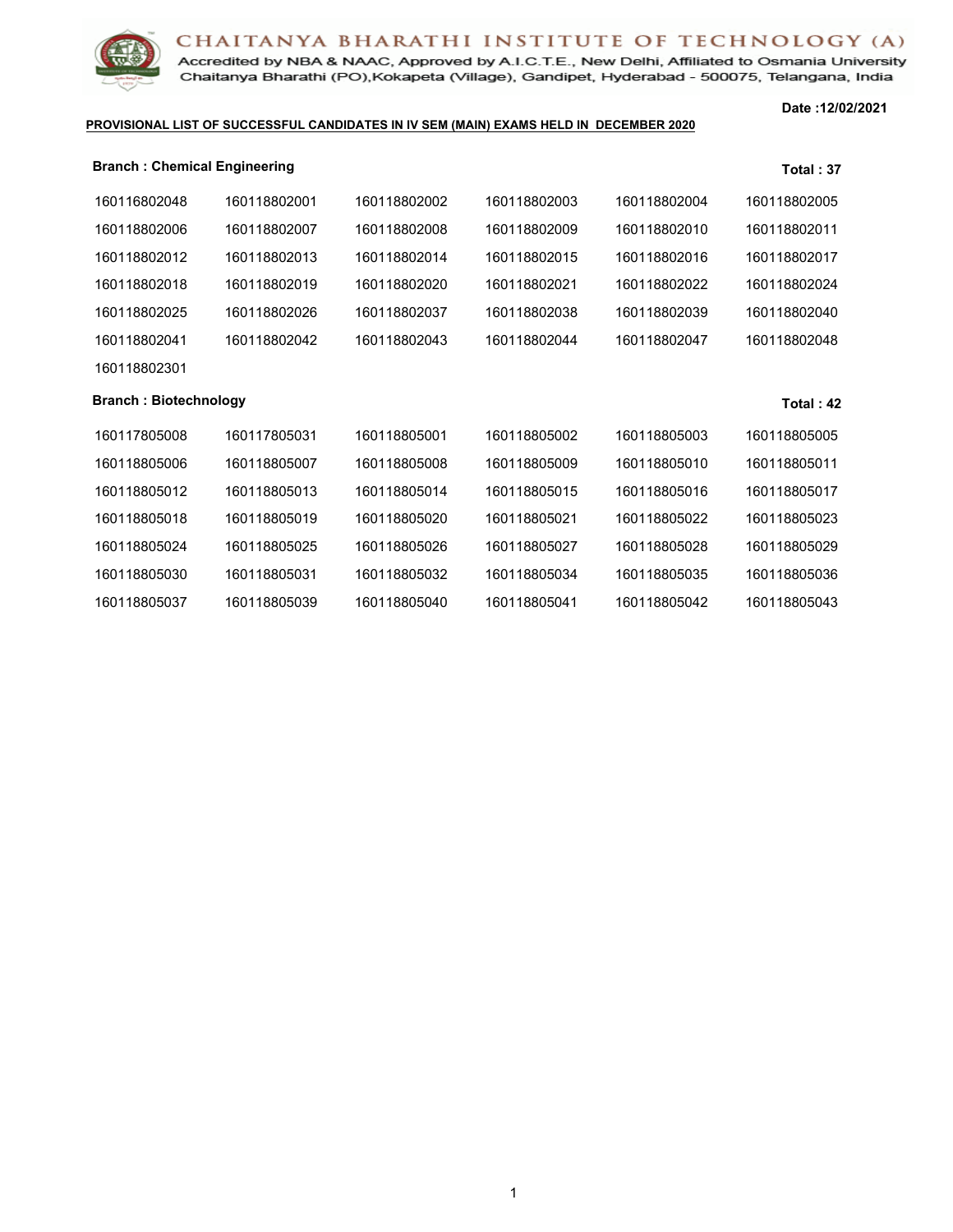# CHAITANYA BHARATHI INSTITUTE OF TECHNOLOGY (A)

Accredited by NBA & NAAC, Approved by A.I.C.T.E., New Delhi, Affiliated to Osmania University
Chaitanya Bharathi (PO),Kokapeta (Village), Gandipet, Hyderabad - 500075, Telangana, India

**Date :12/02/2021**

**PROVISIONAL LIST OF SUCCESSFUL CANDIDATES IN IV SEM (MAIN) EXAMS HELD IN DECEMBER 2020**

**Branch : Chemical Engineering** **Total : 37**

| | | | | | |
|---|---|---|---|---|---|
| 160116802048 | 160118802001 | 160118802002 | 160118802003 | 160118802004 | 160118802005 |
| 160118802006 | 160118802007 | 160118802008 | 160118802009 | 160118802010 | 160118802011 |
| 160118802012 | 160118802013 | 160118802014 | 160118802015 | 160118802016 | 160118802017 |
| 160118802018 | 160118802019 | 160118802020 | 160118802021 | 160118802022 | 160118802024 |
| 160118802025 | 160118802026 | 160118802037 | 160118802038 | 160118802039 | 160118802040 |
| 160118802041 | 160118802042 | 160118802043 | 160118802044 | 160118802047 | 160118802048 |
| 160118802301 | | | | | |

**Branch : Biotechnology** **Total : 42**

| | | | | | |
|---|---|---|---|---|---|
| 160117805008 | 160117805031 | 160118805001 | 160118805002 | 160118805003 | 160118805005 |
| 160118805006 | 160118805007 | 160118805008 | 160118805009 | 160118805010 | 160118805011 |
| 160118805012 | 160118805013 | 160118805014 | 160118805015 | 160118805016 | 160118805017 |
| 160118805018 | 160118805019 | 160118805020 | 160118805021 | 160118805022 | 160118805023 |
| 160118805024 | 160118805025 | 160118805026 | 160118805027 | 160118805028 | 160118805029 |
| 160118805030 | 160118805031 | 160118805032 | 160118805034 | 160118805035 | 160118805036 |
| 160118805037 | 160118805039 | 160118805040 | 160118805041 | 160118805042 | 160118805043 |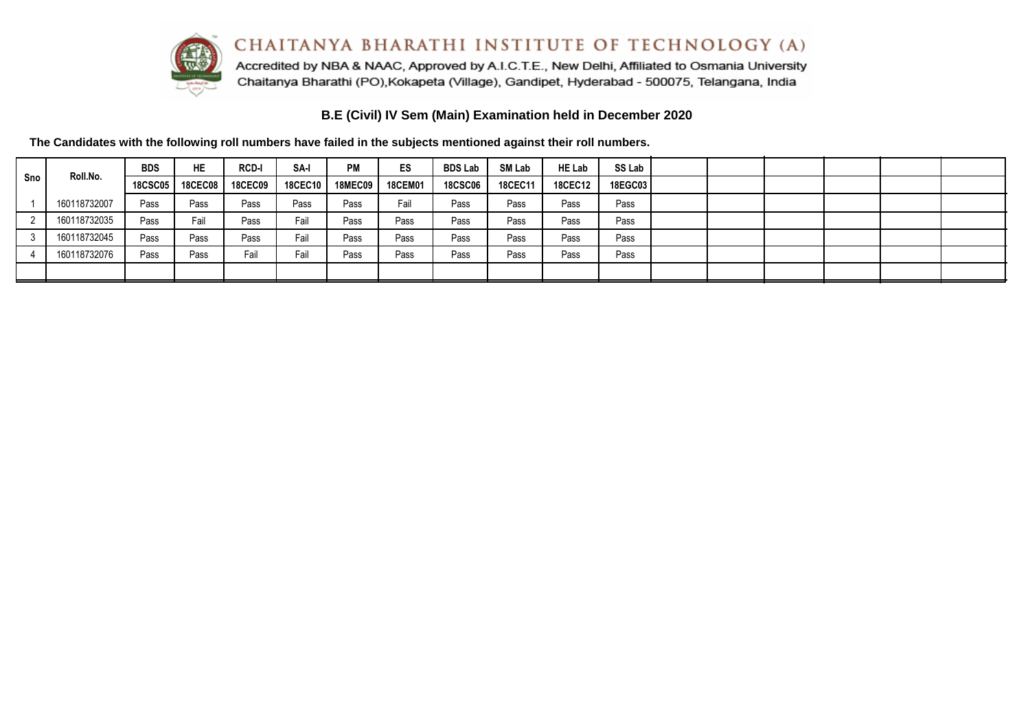# CHAITANYA BHARATHI INSTITUTE OF TECHNOLOGY (A)

Accredited by NBA & NAAC, Approved by A.I.C.T.E., New Delhi, Affiliated to Osmania University
Chaitanya Bharathi (PO),Kokapeta (Village), Gandipet, Hyderabad - 500075, Telangana, India

## B.E (Civil) IV Sem (Main) Examination held in December 2020

**The Candidates with the following roll numbers have failed in the subjects mentioned against their roll numbers.**

| Sno | Roll.No. | BDS | HE | RCD-I | SA-I | PM | ES | BDS Lab | SM Lab | HE Lab | SS Lab | | | | | | |
|---|---|---|---|---|---|---|---|---|---|---|---|---|---|---|---|---|---|
| | | 18CSC05 | 18CEC08 | 18CEC09 | 18CEC10 | 18MEC09 | 18CEM01 | 18CSC06 | 18CEC11 | 18CEC12 | 18EGC03 | | | | | | |
| 1 | 160118732007 | Pass | Pass | Pass | Pass | Pass | Fail | Pass | Pass | Pass | Pass | | | | | | |
| 2 | 160118732035 | Pass | Fail | Pass | Fail | Pass | Pass | Pass | Pass | Pass | Pass | | | | | | |
| 3 | 160118732045 | Pass | Pass | Pass | Fail | Pass | Pass | Pass | Pass | Pass | Pass | | | | | | |
| 4 | 160118732076 | Pass | Pass | Fail | Fail | Pass | Pass | Pass | Pass | Pass | Pass | | | | | | |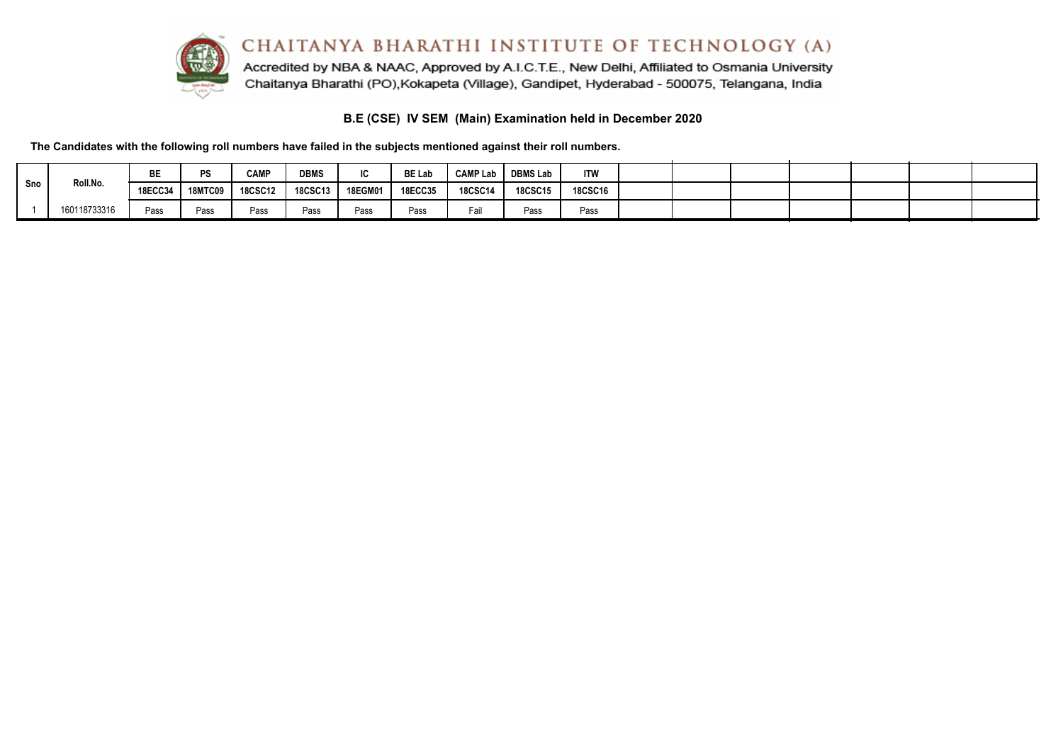# CHAITANYA BHARATHI INSTITUTE OF TECHNOLOGY (A)

Accredited by NBA & NAAC, Approved by A.I.C.T.E., New Delhi, Affiliated to Osmania University
Chaitanya Bharathi (PO),Kokapeta (Village), Gandipet, Hyderabad - 500075, Telangana, India

## B.E (CSE) IV SEM (Main) Examination held in December 2020

**The Candidates with the following roll numbers have failed in the subjects mentioned against their roll numbers.**

| Sno | Roll.No. | BE | PS | CAMP | DBMS | IC | BE Lab | CAMP Lab | DBMS Lab | ITW | | | | | | | |
|---|---|---|---|---|---|---|---|---|---|---|---|---|---|---|---|---|---|
| | | 18ECC34 | 18MTC09 | 18CSC12 | 18CSC13 | 18EGM01 | 18ECC35 | 18CSC14 | 18CSC15 | 18CSC16 | | | | | | | |
| 1 | 160118733316 | Pass | Pass | Pass | Pass | Pass | Pass | Fail | Pass | Pass | | | | | | | |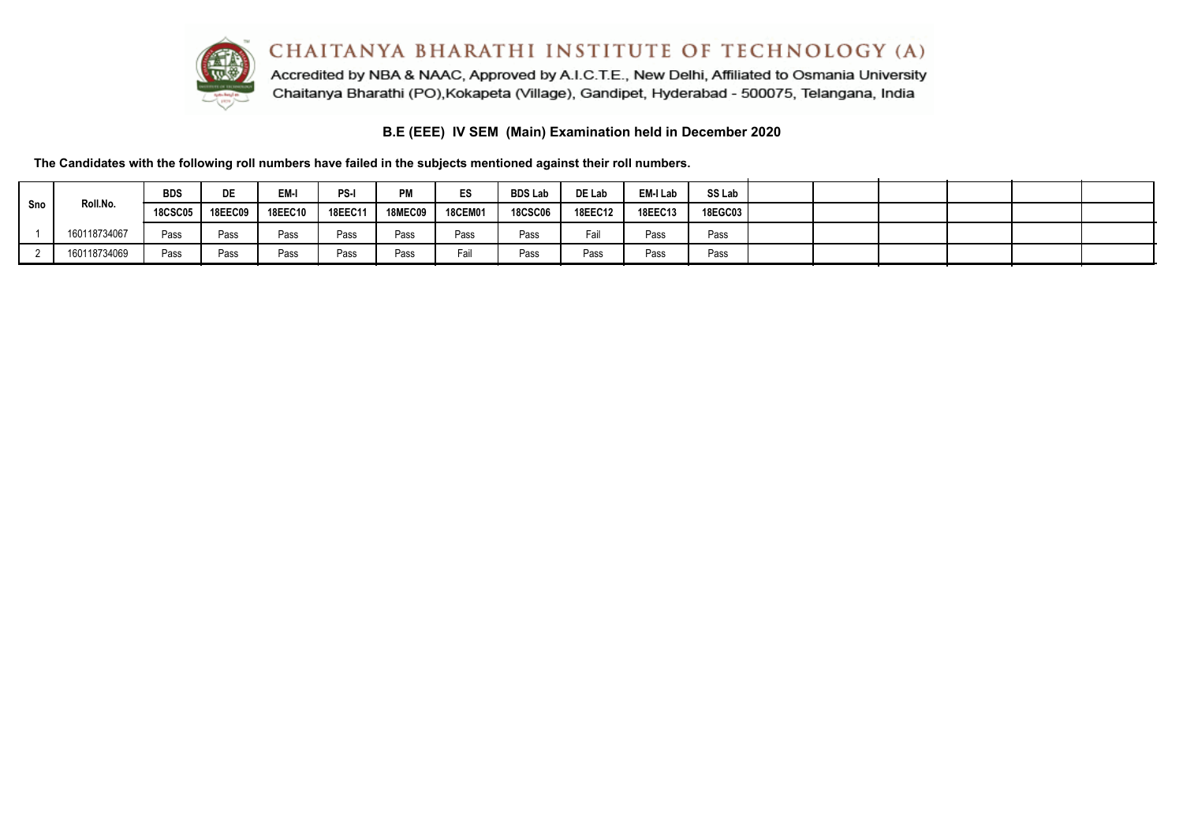# CHAITANYA BHARATHI INSTITUTE OF TECHNOLOGY (A)

Accredited by NBA & NAAC, Approved by A.I.C.T.E., New Delhi, Affiliated to Osmania University
Chaitanya Bharathi (PO),Kokapeta (Village), Gandipet, Hyderabad - 500075, Telangana, India

## B.E (EEE) IV SEM (Main) Examination held in December 2020

**The Candidates with the following roll numbers have failed in the subjects mentioned against their roll numbers.**

| Sno | Roll.No. | BDS | DE | EM-I | PS-I | PM | ES | BDS Lab | DE Lab | EM-I Lab | SS Lab | | | | | | |
|---|---|---|---|---|---|---|---|---|---|---|---|---|---|---|---|---|---|
| | | 18CSC05 | 18EEC09 | 18EEC10 | 18EEC11 | 18MEC09 | 18CEM01 | 18CSC06 | 18EEC12 | 18EEC13 | 18EGC03 | | | | | | |
| 1 | 160118734067 | Pass | Pass | Pass | Pass | Pass | Pass | Pass | Fail | Pass | Pass | | | | | | |
| 2 | 160118734069 | Pass | Pass | Pass | Pass | Pass | Fail | Pass | Pass | Pass | Pass | | | | | | |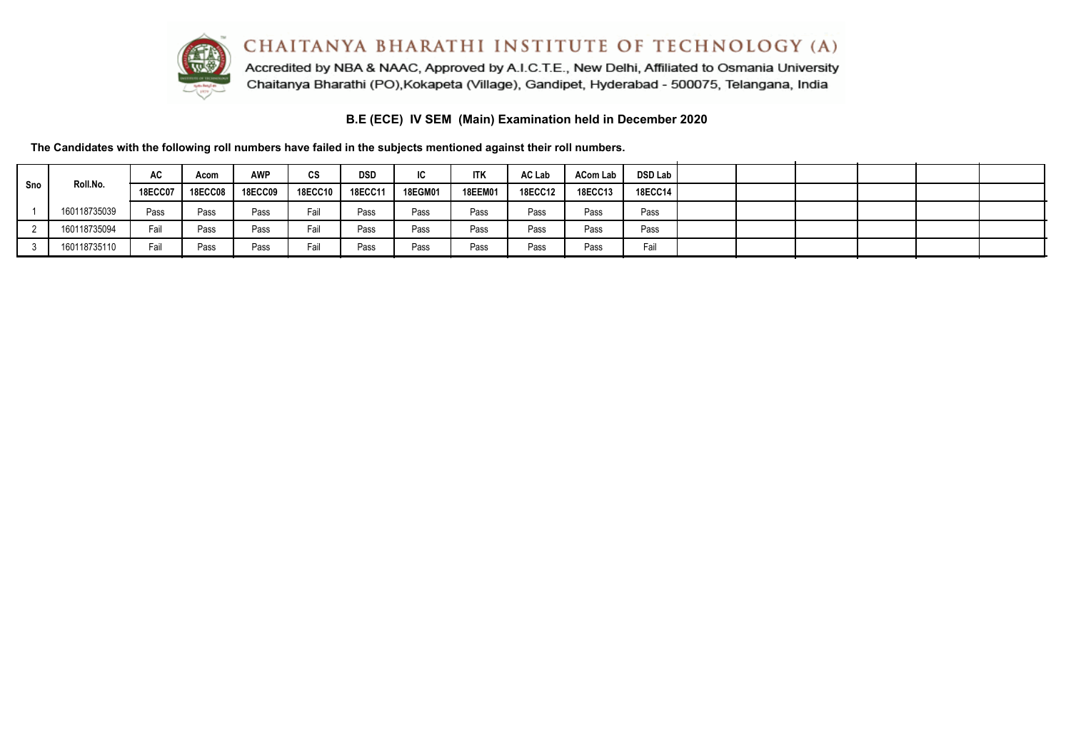# CHAITANYA BHARATHI INSTITUTE OF TECHNOLOGY (A)

Accredited by NBA & NAAC, Approved by A.I.C.T.E., New Delhi, Affiliated to Osmania University
Chaitanya Bharathi (PO),Kokapeta (Village), Gandipet, Hyderabad - 500075, Telangana, India

## B.E (ECE) IV SEM (Main) Examination held in December 2020

**The Candidates with the following roll numbers have failed in the subjects mentioned against their roll numbers.**

| Sno | Roll.No. | AC | Acom | AWP | CS | DSD | IC | ITK | AC Lab | ACom Lab | DSD Lab | | | | | | |
|---|---|---|---|---|---|---|---|---|---|---|---|---|---|---|---|---|---|
| | | 18ECC07 | 18ECC08 | 18ECC09 | 18ECC10 | 18ECC11 | 18EGM01 | 18EEM01 | 18ECC12 | 18ECC13 | 18ECC14 | | | | | | |
| 1 | 160118735039 | Pass | Pass | Pass | Fail | Pass | Pass | Pass | Pass | Pass | Pass | | | | | | |
| 2 | 160118735094 | Fail | Pass | Pass | Fail | Pass | Pass | Pass | Pass | Pass | Pass | | | | | | |
| 3 | 160118735110 | Fail | Pass | Pass | Fail | Pass | Pass | Pass | Pass | Pass | Fail | | | | | | |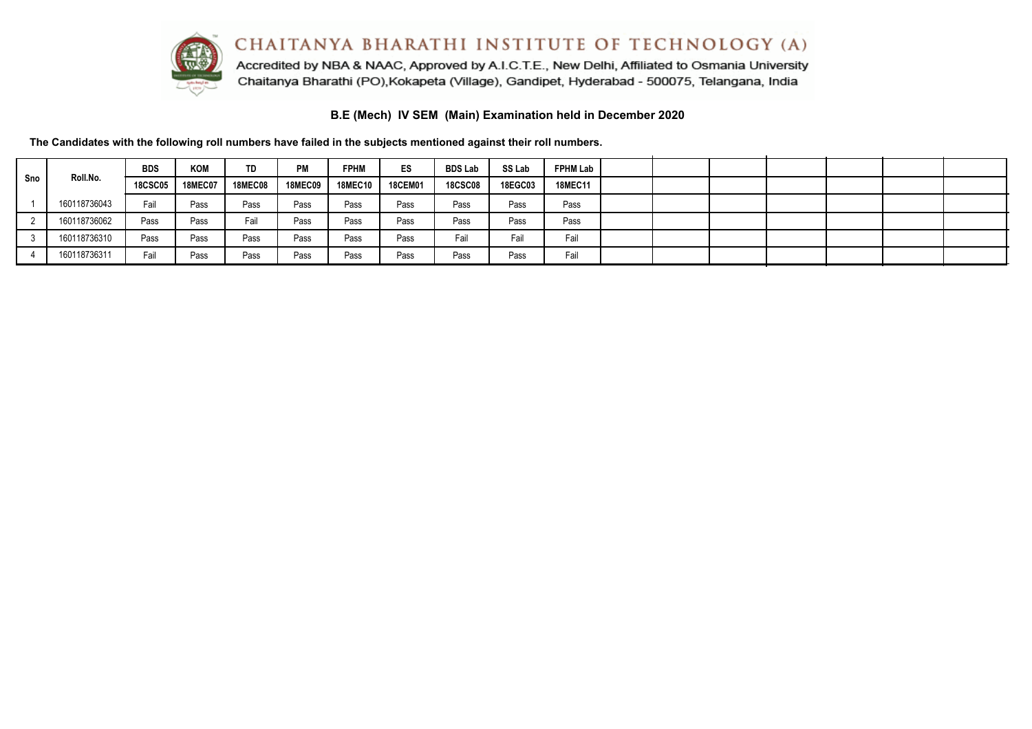# CHAITANYA BHARATHI INSTITUTE OF TECHNOLOGY (A)

Accredited by NBA & NAAC, Approved by A.I.C.T.E., New Delhi, Affiliated to Osmania University
Chaitanya Bharathi (PO),Kokapeta (Village), Gandipet, Hyderabad - 500075, Telangana, India

## B.E (Mech) IV SEM (Main) Examination held in December 2020

**The Candidates with the following roll numbers have failed in the subjects mentioned against their roll numbers.**

| Sno | Roll.No. | BDS | KOM | TD | PM | FPHM | ES | BDS Lab | SS Lab | FPHM Lab |
|---|---|---|---|---|---|---|---|---|---|---|
| | | 18CSC05 | 18MEC07 | 18MEC08 | 18MEC09 | 18MEC10 | 18CEM01 | 18CSC08 | 18EGC03 | 18MEC11 |
| 1 | 160118736043 | Fail | Pass | Pass | Pass | Pass | Pass | Pass | Pass | Pass |
| 2 | 160118736062 | Pass | Pass | Fail | Pass | Pass | Pass | Pass | Pass | Pass |
| 3 | 160118736310 | Pass | Pass | Pass | Pass | Pass | Pass | Fail | Fail | Fail |
| 4 | 160118736311 | Fail | Pass | Pass | Pass | Pass | Pass | Pass | Pass | Fail |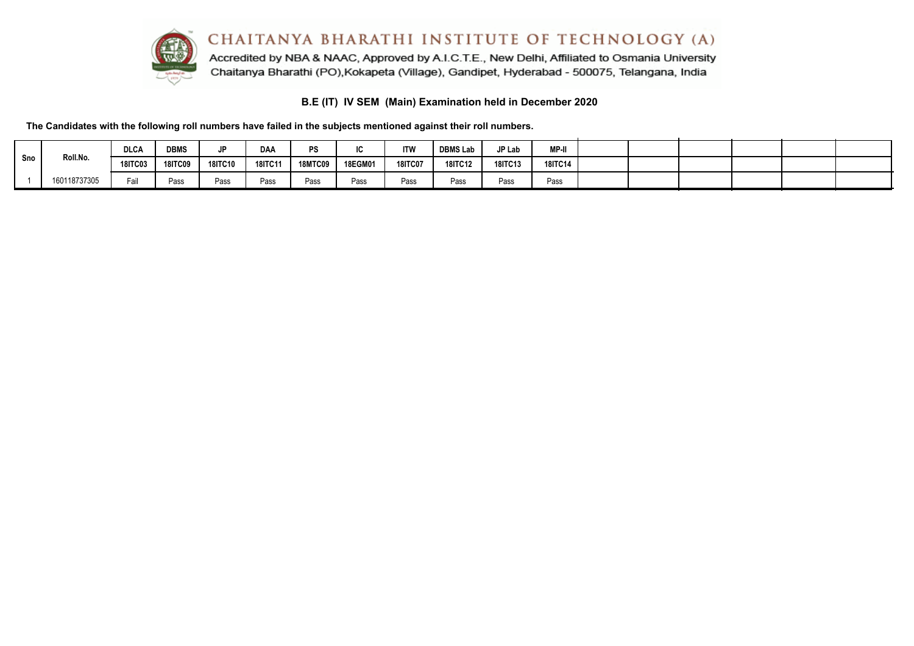# CHAITANYA BHARATHI INSTITUTE OF TECHNOLOGY (A)

Accredited by NBA & NAAC, Approved by A.I.C.T.E., New Delhi, Affiliated to Osmania University
Chaitanya Bharathi (PO),Kokapeta (Village), Gandipet, Hyderabad - 500075, Telangana, India

## B.E (IT) IV SEM (Main) Examination held in December 2020

**The Candidates with the following roll numbers have failed in the subjects mentioned against their roll numbers.**

| Sno | Roll.No. | DLCA | DBMS | JP | DAA | PS | IC | ITW | DBMS Lab | JP Lab | MP-II | | | | | | |
|---|---|---|---|---|---|---|---|---|---|---|---|---|---|---|---|---|---|
| | | 18ITC03 | 18ITC09 | 18ITC10 | 18ITC11 | 18MTC09 | 18EGM01 | 18ITC07 | 18ITC12 | 18ITC13 | 18ITC14 | | | | | | |
| 1 | 160118737305 | Fail | Pass | Pass | Pass | Pass | Pass | Pass | Pass | Pass | Pass | | | | | | |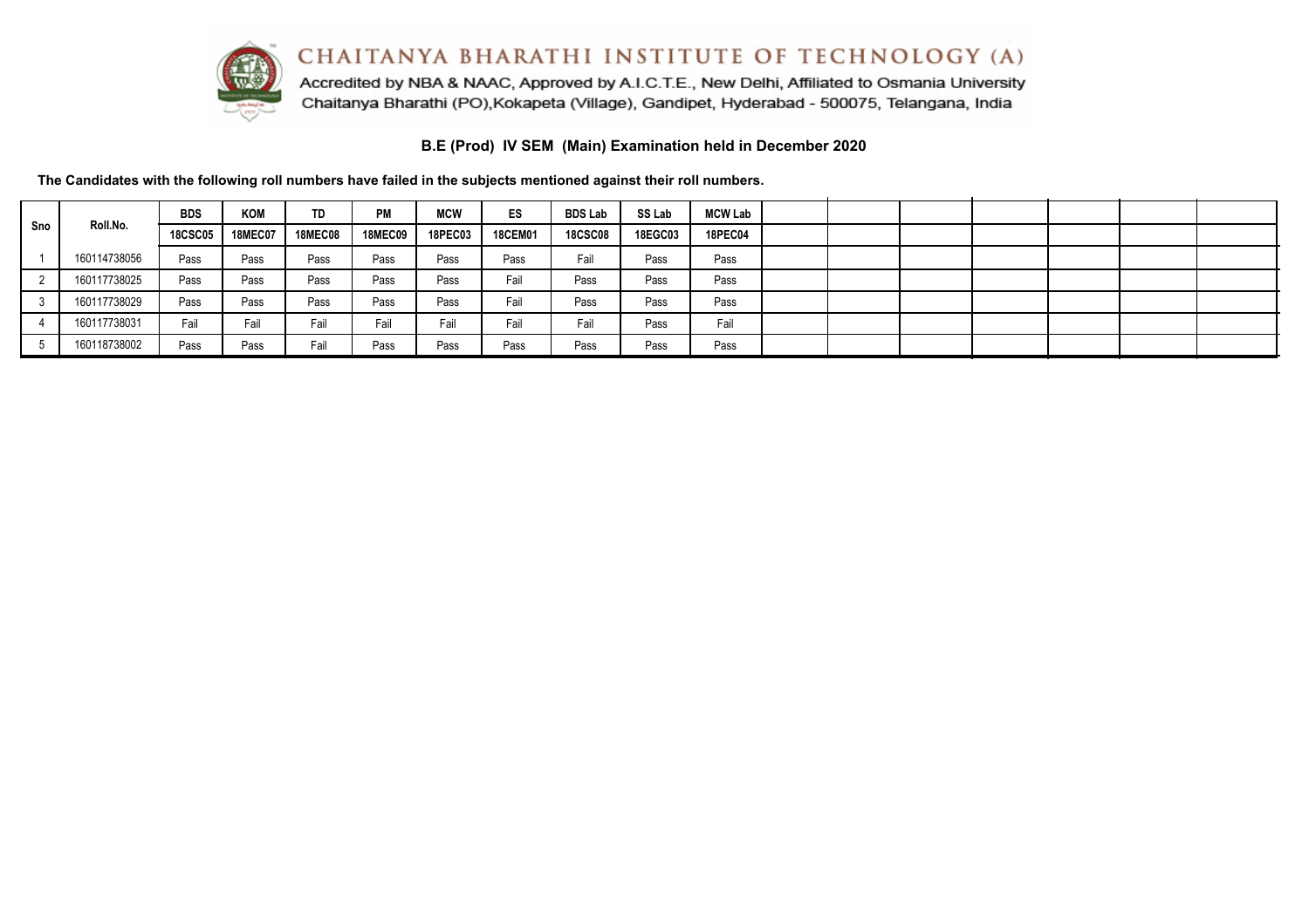# CHAITANYA BHARATHI INSTITUTE OF TECHNOLOGY (A)

Accredited by NBA & NAAC, Approved by A.I.C.T.E., New Delhi, Affiliated to Osmania University

Chaitanya Bharathi (PO),Kokapeta (Village), Gandipet, Hyderabad - 500075, Telangana, India

## B.E (Prod) IV SEM (Main) Examination held in December 2020

**The Candidates with the following roll numbers have failed in the subjects mentioned against their roll numbers.**

| Sno | Roll.No. | BDS | KOM | TD | PM | MCW | ES | BDS Lab | SS Lab | MCW Lab |
|---|---|---|---|---|---|---|---|---|---|---|
| | | 18CSC05 | 18MEC07 | 18MEC08 | 18MEC09 | 18PEC03 | 18CEM01 | 18CSC08 | 18EGC03 | 18PEC04 |
| 1 | 160114738056 | Pass | Pass | Pass | Pass | Pass | Pass | Fail | Pass | Pass |
| 2 | 160117738025 | Pass | Pass | Pass | Pass | Pass | Fail | Pass | Pass | Pass |
| 3 | 160117738029 | Pass | Pass | Pass | Pass | Pass | Fail | Pass | Pass | Pass |
| 4 | 160117738031 | Fail | Fail | Fail | Fail | Fail | Fail | Fail | Pass | Fail |
| 5 | 160118738002 | Pass | Pass | Fail | Pass | Pass | Pass | Pass | Pass | Pass |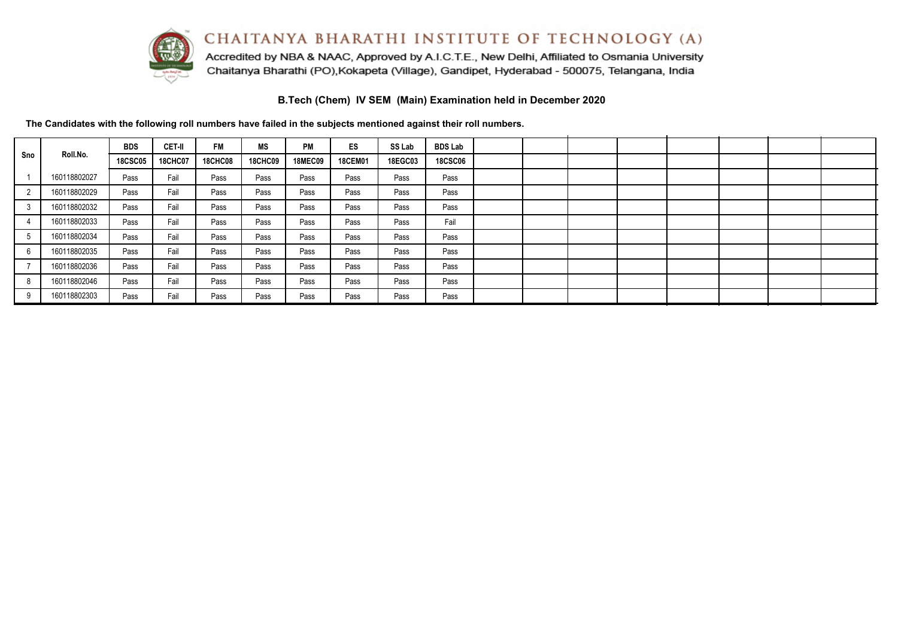# CHAITANYA BHARATHI INSTITUTE OF TECHNOLOGY (A)

Accredited by NBA & NAAC, Approved by A.I.C.T.E., New Delhi, Affiliated to Osmania University
Chaitanya Bharathi (PO),Kokapeta (Village), Gandipet, Hyderabad - 500075, Telangana, India

## B.Tech (Chem) IV SEM (Main) Examination held in December 2020

**The Candidates with the following roll numbers have failed in the subjects mentioned against their roll numbers.**

| Sno | Roll.No. | BDS | CET-II | FM | MS | PM | ES | SS Lab | BDS Lab |
|---|---|---|---|---|---|---|---|---|---|
| | | 18CSC05 | 18CHC07 | 18CHC08 | 18CHC09 | 18MEC09 | 18CEM01 | 18EGC03 | 18CSC06 |
| 1 | 160118802027 | Pass | Fail | Pass | Pass | Pass | Pass | Pass | Pass |
| 2 | 160118802029 | Pass | Fail | Pass | Pass | Pass | Pass | Pass | Pass |
| 3 | 160118802032 | Pass | Fail | Pass | Pass | Pass | Pass | Pass | Pass |
| 4 | 160118802033 | Pass | Fail | Pass | Pass | Pass | Pass | Pass | Fail |
| 5 | 160118802034 | Pass | Fail | Pass | Pass | Pass | Pass | Pass | Pass |
| 6 | 160118802035 | Pass | Fail | Pass | Pass | Pass | Pass | Pass | Pass |
| 7 | 160118802036 | Pass | Fail | Pass | Pass | Pass | Pass | Pass | Pass |
| 8 | 160118802046 | Pass | Fail | Pass | Pass | Pass | Pass | Pass | Pass |
| 9 | 160118802303 | Pass | Fail | Pass | Pass | Pass | Pass | Pass | Pass |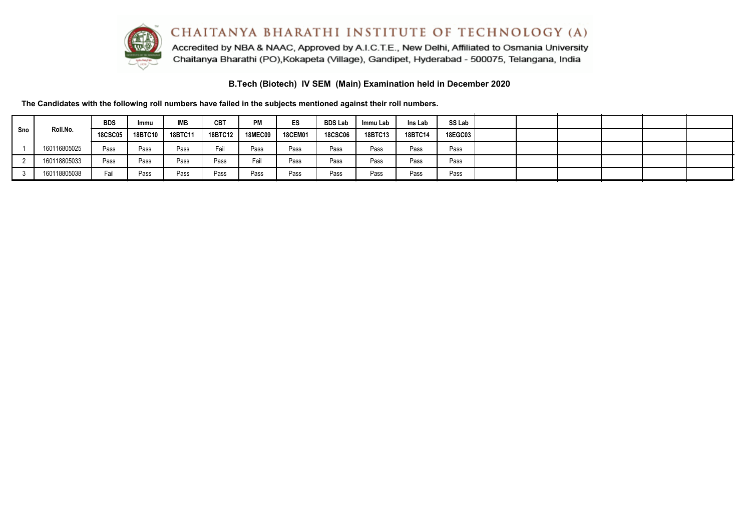# CHAITANYA BHARATHI INSTITUTE OF TECHNOLOGY (A)

Accredited by NBA & NAAC, Approved by A.I.C.T.E., New Delhi, Affiliated to Osmania University
Chaitanya Bharathi (PO),Kokapeta (Village), Gandipet, Hyderabad - 500075, Telangana, India

## B.Tech (Biotech) IV SEM (Main) Examination held in December 2020

**The Candidates with the following roll numbers have failed in the subjects mentioned against their roll numbers.**

| Sno | Roll.No. | BDS | Immu | IMB | CBT | PM | ES | BDS Lab | Immu Lab | Ins Lab | SS Lab | | | | | | |
|---|---|---|---|---|---|---|---|---|---|---|---|---|---|---|---|---|---|
| | | 18CSC05 | 18BTC10 | 18BTC11 | 18BTC12 | 18MEC09 | 18CEM01 | 18CSC06 | 18BTC13 | 18BTC14 | 18EGC03 | | | | | | |
| 1 | 160116805025 | Pass | Pass | Pass | Fail | Pass | Pass | Pass | Pass | Pass | Pass | | | | | | |
| 2 | 160118805033 | Pass | Pass | Pass | Pass | Fail | Pass | Pass | Pass | Pass | Pass | | | | | | |
| 3 | 160118805038 | Fail | Pass | Pass | Pass | Pass | Pass | Pass | Pass | Pass | Pass | | | | | | |